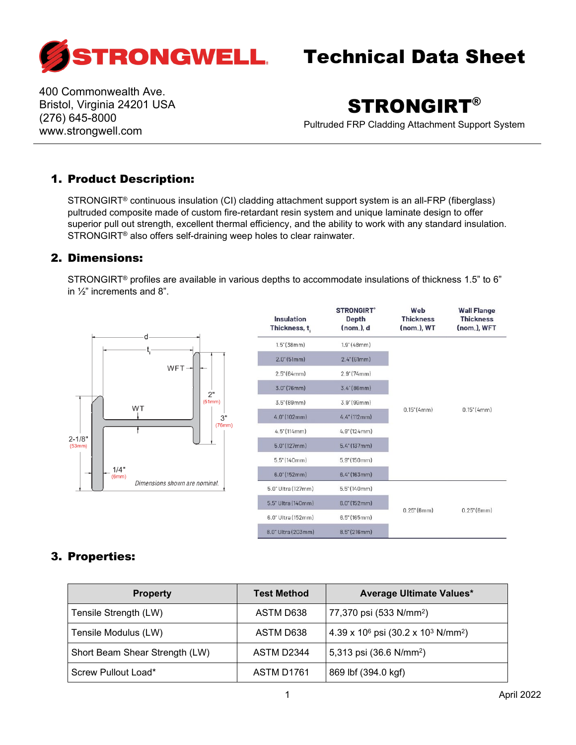# STRONGWELL

# Technical Data Sheet

400 Commonwealth Ave.
Bristol, Virginia 24201 USA
(276) 645-8000
www.strongwell.com

## STRONGIRT®

Pultruded FRP Cladding Attachment Support System

## 1. Product Description:

STRONGIRT® continuous insulation (CI) cladding attachment support system is an all-FRP (fiberglass) pultruded composite made of custom fire-retardant resin system and unique laminate design to offer superior pull out strength, excellent thermal efficiency, and the ability to work with any standard insulation. STRONGIRT® also offers self-draining weep holes to clear rainwater.

## 2. Dimensions:

STRONGIRT® profiles are available in various depths to accommodate insulations of thickness 1.5" to 6" in ½" increments and 8".

d, $t_i$, WFT, WT, 2" (51mm), 3" (76mm), 2-1/8" (53mm), 1/4" (6mm)

*Dimensions shown are nominal.*

| Insulation Thickness, $t_i$ | STRONGIRT® Depth (nom.), d | Web Thickness (nom.), WT | Wall Flange Thickness (nom.), WFT |
|---|---|---|---|
| 1.5" (38mm) | 1.9" (48mm) | 0.15" (4mm) | 0.15" (4mm) |
| 2.0" (51mm) | 2.4" (61mm) | | |
| 2.5" (64mm) | 2.9" (74mm) | | |
| 3.0" (76mm) | 3.4" (86mm) | | |
| 3.5" (89mm) | 3.9" (99mm) | | |
| 4.0" (102mm) | 4.4" (112mm) | | |
| 4.5" (114mm) | 4.9" (124mm) | | |
| 5.0" (127mm) | 5.4" (137mm) | | |
| 5.5" (140mm) | 5.9" (150mm) | | |
| 6.0" (152mm) | 6.4" (163mm) | | |
| 5.0" Ultra (127mm) | 5.5" (140mm) | 0.25" (6mm) | 0.25" (6mm) |
| 5.5" Ultra (140mm) | 6.0" (152mm) | | |
| 6.0" Ultra (152mm) | 6.5" (165mm) | | |
| 8.0" Ultra (203mm) | 8.5" (216mm) | | |

## 3. Properties:

| Property | Test Method | Average Ultimate Values* |
|---|---|---|
| Tensile Strength (LW) | ASTM D638 | 77,370 psi (533 N/mm²) |
| Tensile Modulus (LW) | ASTM D638 | 4.39 x $10^6$ psi (30.2 x $10^3$ N/mm²) |
| Short Beam Shear Strength (LW) | ASTM D2344 | 5,313 psi (36.6 N/mm²) |
| Screw Pullout Load* | ASTM D1761 | 869 lbf (394.0 kgf) |

April 2022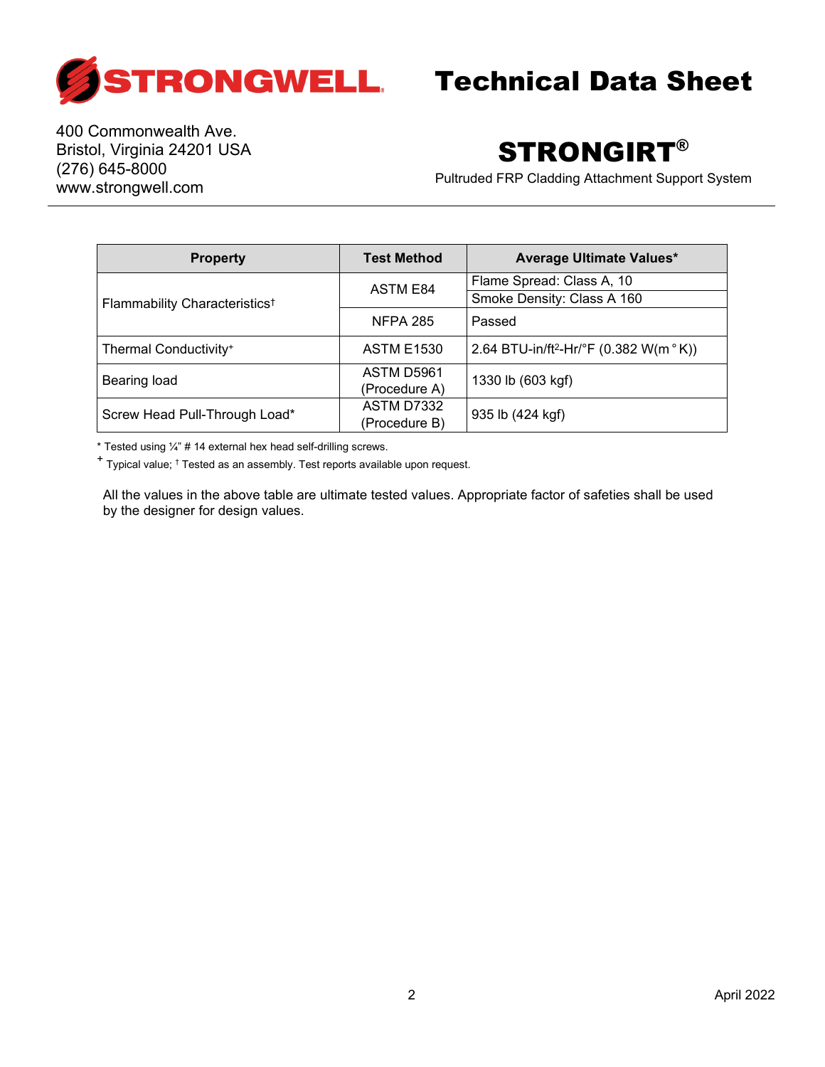# Technical Data Sheet

400 Commonwealth Ave.
Bristol, Virginia 24201 USA
(276) 645-8000
www.strongwell.com

## STRONGIRT®

Pultruded FRP Cladding Attachment Support System

| Property | Test Method | Average Ultimate Values* |
|---|---|---|
| Flammability Characteristics† | ASTM E84 | Flame Spread: Class A, 10 |
| | | Smoke Density: Class A 160 |
| | NFPA 285 | Passed |
| Thermal Conductivity+ | ASTM E1530 | 2.64 BTU-in/ft²-Hr/°F (0.382 W(m°K)) |
| Bearing load | ASTM D5961 (Procedure A) | 1330 lb (603 kgf) |
| Screw Head Pull-Through Load* | ASTM D7332 (Procedure B) | 935 lb (424 kgf) |

* Tested using ¼" # 14 external hex head self-drilling screws.

+ Typical value; † Tested as an assembly. Test reports available upon request.

All the values in the above table are ultimate tested values. Appropriate factor of safeties shall be used by the designer for design values.

April 2022